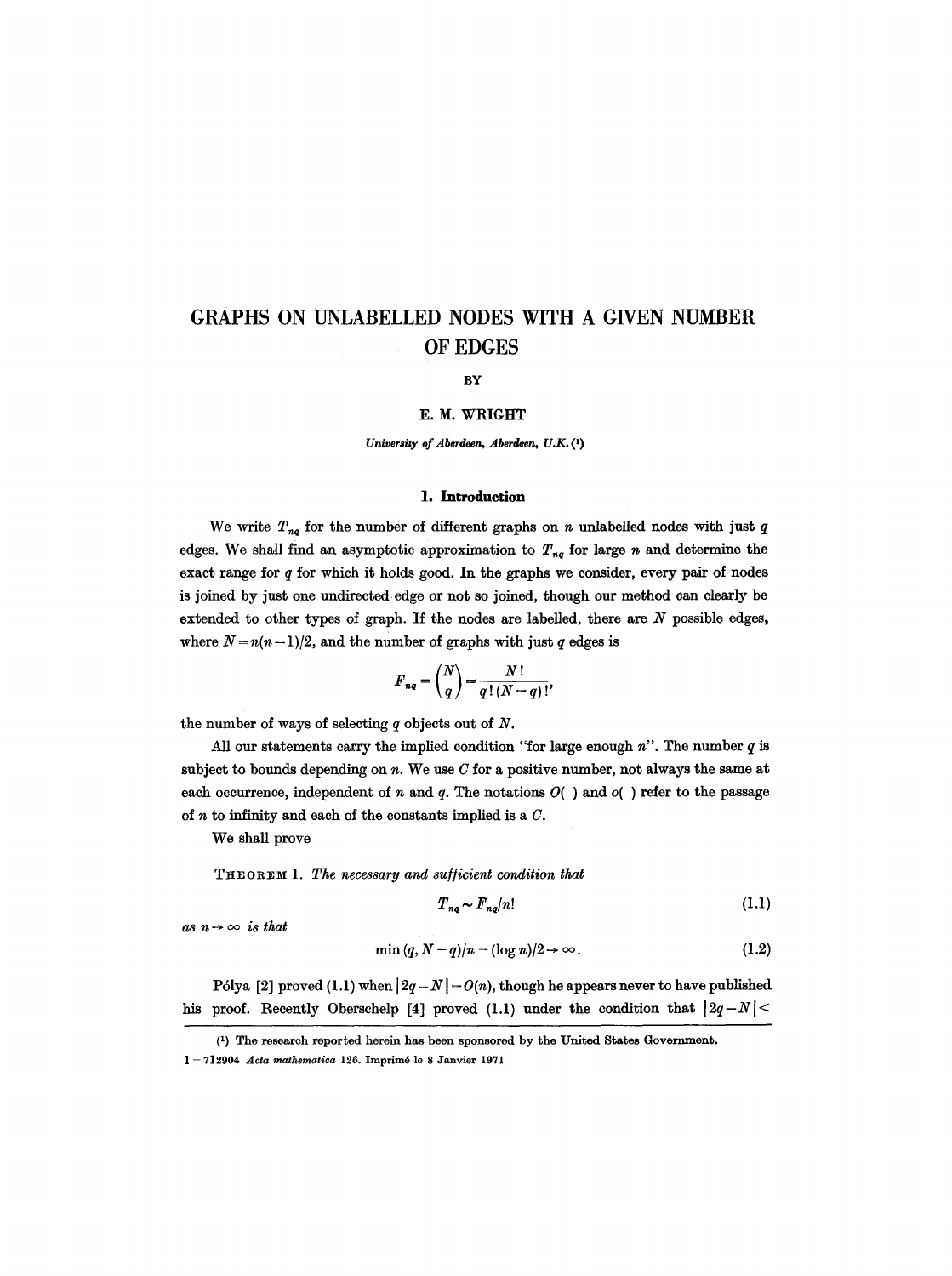# GRAPHS ON UNLABELLED NODES WITH A GIVEN NUMBER OF EDGES

BY

E. M. WRIGHT

*University of Aberdeen, Aberdeen, U.K.* [1]

## 1. Introduction

We write $T_{nq}$ for the number of different graphs on $n$ unlabelled nodes with just $q$ edges. We shall find an asymptotic approximation to $T_{nq}$ for large $n$ and determine the exact range for $q$ for which it holds good. In the graphs we consider, every pair of nodes is joined by just one undirected edge or not so joined, though our method can clearly be extended to other types of graph. If the nodes are labelled, there are $N$ possible edges, where $N = n(n-1)/2$, and the number of graphs with just $q$ edges is

$$F_{nq} = \binom{N}{q} = \frac{N!}{q!\,(N-q)!},$$

the number of ways of selecting $q$ objects out of $N$.

All our statements carry the implied condition "for large enough $n$". The number $q$ is subject to bounds depending on $n$. We use $C$ for a positive number, not always the same at each occurrence, independent of $n$ and $q$. The notations $O(\ )$ and $o(\ )$ refer to the passage of $n$ to infinity and each of the constants implied is a $C$.

We shall prove

THEOREM 1. *The necessary and sufficient condition that*

$$T_{nq} \sim F_{nq}/n! \tag{1.1}$$

*as $n \to \infty$ is that*

$$\min(q, N-q)/n - (\log n)/2 \to \infty. \tag{1.2}$$

Pólya [2] proved (1.1) when $|2q - N| = O(n)$, though he appears never to have published his proof. Recently Oberschelp [4] proved (1.1) under the condition that $|2q - N| <$

[1] The research reported herein has been sponsored by the United States Government.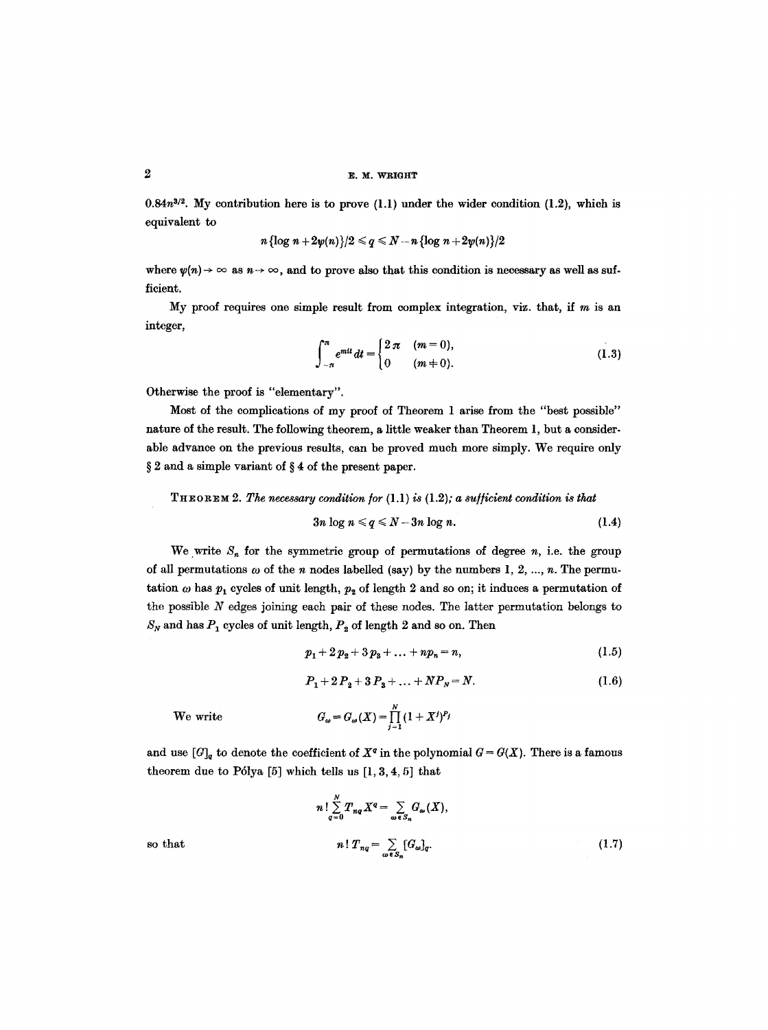$0.84n^{3/2}$. My contribution here is to prove (1.1) under the wider condition (1.2), which is equivalent to

$$n\{\log n + 2\psi(n)\}/2 \leqslant q \leqslant N - n\{\log n + 2\psi(n)\}/2$$

where $\psi(n) \to \infty$ as $n \to \infty$, and to prove also that this condition is necessary as well as sufficient.

My proof requires one simple result from complex integration, viz. that, if $m$ is an integer,

$$\int_{-\pi}^{\pi} e^{mit}\,dt = \begin{cases} 2\pi & (m=0), \\ 0 & (m \neq 0). \end{cases} \tag{1.3}$$

Otherwise the proof is "elementary".

Most of the complications of my proof of Theorem 1 arise from the "best possible" nature of the result. The following theorem, a little weaker than Theorem 1, but a considerable advance on the previous results, can be proved much more simply. We require only § 2 and a simple variant of § 4 of the present paper.

THEOREM 2. *The necessary condition for* (1.1) *is* (1.2); *a sufficient condition is that*

$$3n \log n \leqslant q \leqslant N - 3n \log n. \tag{1.4}$$

We write $S_n$ for the symmetric group of permutations of degree $n$, i.e. the group of all permutations $\omega$ of the $n$ nodes labelled (say) by the numbers $1, 2, \ldots, n$. The permutation $\omega$ has $p_1$ cycles of unit length, $p_2$ of length 2 and so on; it induces a permutation of the possible $N$ edges joining each pair of these nodes. The latter permutation belongs to $S_N$ and has $P_1$ cycles of unit length, $P_2$ of length 2 and so on. Then

$$p_1 + 2p_2 + 3p_3 + \ldots + np_n = n, \tag{1.5}$$

$$P_1 + 2P_2 + 3P_3 + \ldots + NP_N = N. \tag{1.6}$$

We write

$$G_\omega = G_\omega(X) = \prod_{j=1}^{N} (1 + X^j)^{P_j}$$

and use $[G]_q$ to denote the coefficient of $X^q$ in the polynomial $G = G(X)$. There is a famous theorem due to Pólya [5] which tells us [1, 3, 4, 5] that

$$n! \sum_{q=0}^{N} T_{nq} X^q = \sum_{\omega \in S_n} G_\omega(X),$$

so that

$$n!\, T_{nq} = \sum_{\omega \in S_n} [G_\omega]_q. \tag{1.7}$$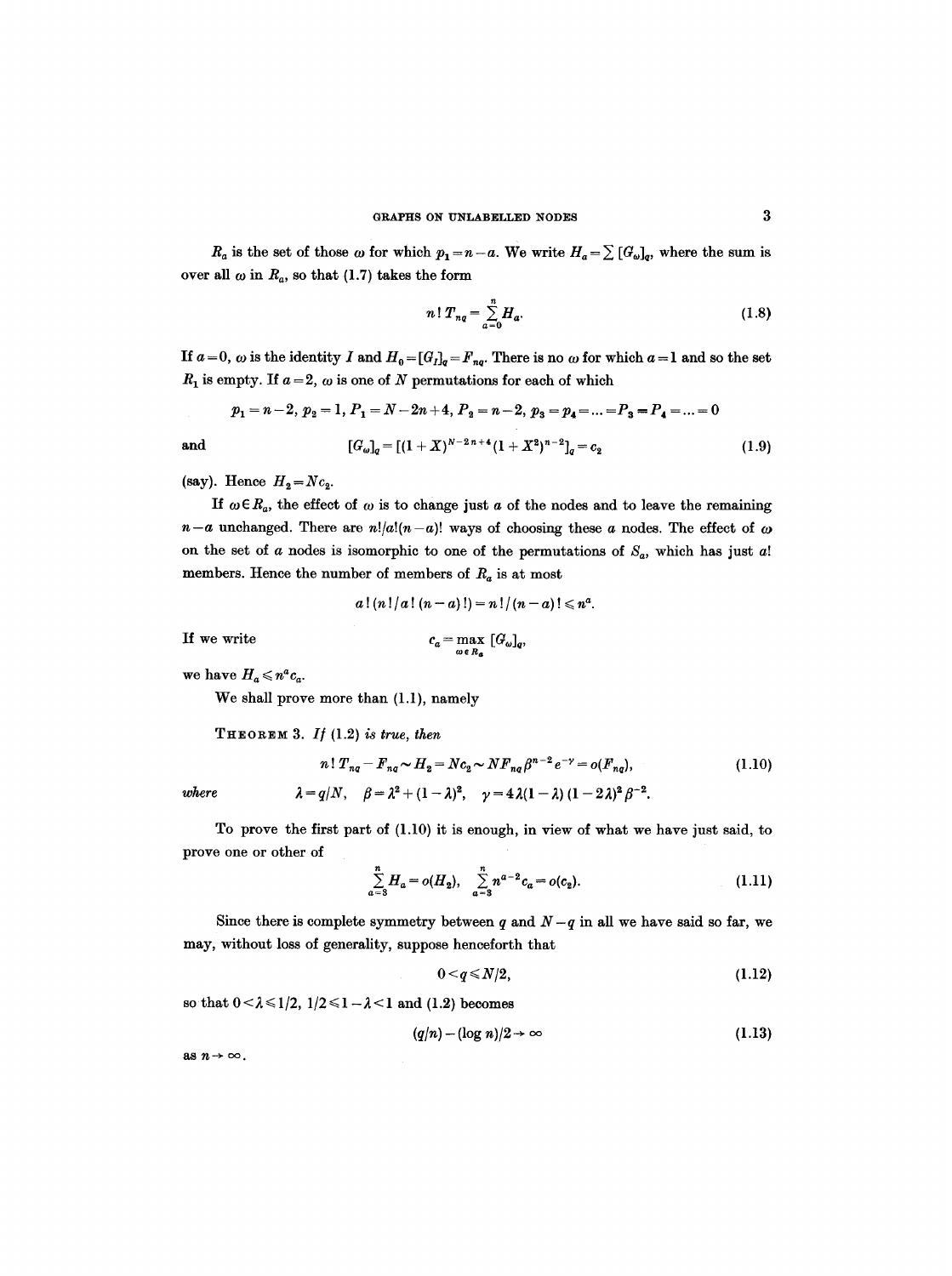$R_a$ is the set of those $\omega$ for which $p_1 = n - a$. We write $H_a = \sum [G_\omega]_q$, where the sum is over all $\omega$ in $R_a$, so that (1.7) takes the form

$$n!\,T_{nq} = \sum_{a=0}^{n} H_a. \tag{1.8}$$

If $a = 0$, $\omega$ is the identity $I$ and $H_0 = [G_I]_q = F_{nq}$. There is no $\omega$ for which $a = 1$ and so the set $R_1$ is empty. If $a = 2$, $\omega$ is one of $N$ permutations for each of which

$$p_1 = n-2,\ p_2 = 1,\ P_1 = N - 2n + 4,\ P_2 = n - 2,\ p_3 = p_4 = \ldots = P_3 = P_4 = \ldots = 0$$

and
$$[G_\omega]_q = [(1+X)^{N-2n+4}(1+X^2)^{n-2}]_q = c_2 \tag{1.9}$$

(say). Hence $H_2 = Nc_2$.

If $\omega \in R_a$, the effect of $\omega$ is to change just $a$ of the nodes and to leave the remaining $n - a$ unchanged. There are $n!/a!(n-a)!$ ways of choosing these $a$ nodes. The effect of $\omega$ on the set of $a$ nodes is isomorphic to one of the permutations of $S_a$, which has just $a!$ members. Hence the number of members of $R_a$ is at most

$$a!\,(n!/a!\,(n-a)!) = n!/(n-a)! \leqslant n^a.$$

If we write
$$c_a = \max_{\omega \in R_a} [G_\omega]_q,$$

we have $H_a \leqslant n^a c_a$.

We shall prove more than (1.1), namely

**Theorem 3.** *If (1.2) is true, then*

$$n!\,T_{nq} - F_{nq} \sim H_2 = Nc_2 \sim NF_{nq}\beta^{n-2}e^{-\gamma} = o(F_{nq}), \tag{1.10}$$

*where*
$$\lambda = q/N, \quad \beta = \lambda^2 + (1-\lambda)^2, \quad \gamma = 4\lambda(1-\lambda)(1-2\lambda)^2\beta^{-2}.$$

To prove the first part of (1.10) it is enough, in view of what we have just said, to prove one or other of

$$\sum_{a=3}^{n} H_a = o(H_2), \quad \sum_{a=3}^{n} n^{a-2}c_a = o(c_2). \tag{1.11}$$

Since there is complete symmetry between $q$ and $N - q$ in all we have said so far, we may, without loss of generality, suppose henceforth that

$$0 < q \leqslant N/2, \tag{1.12}$$

so that $0 < \lambda \leqslant 1/2$, $1/2 \leqslant 1 - \lambda < 1$ and (1.2) becomes

$$(q/n) - (\log n)/2 \to \infty \tag{1.13}$$

as $n \to \infty$.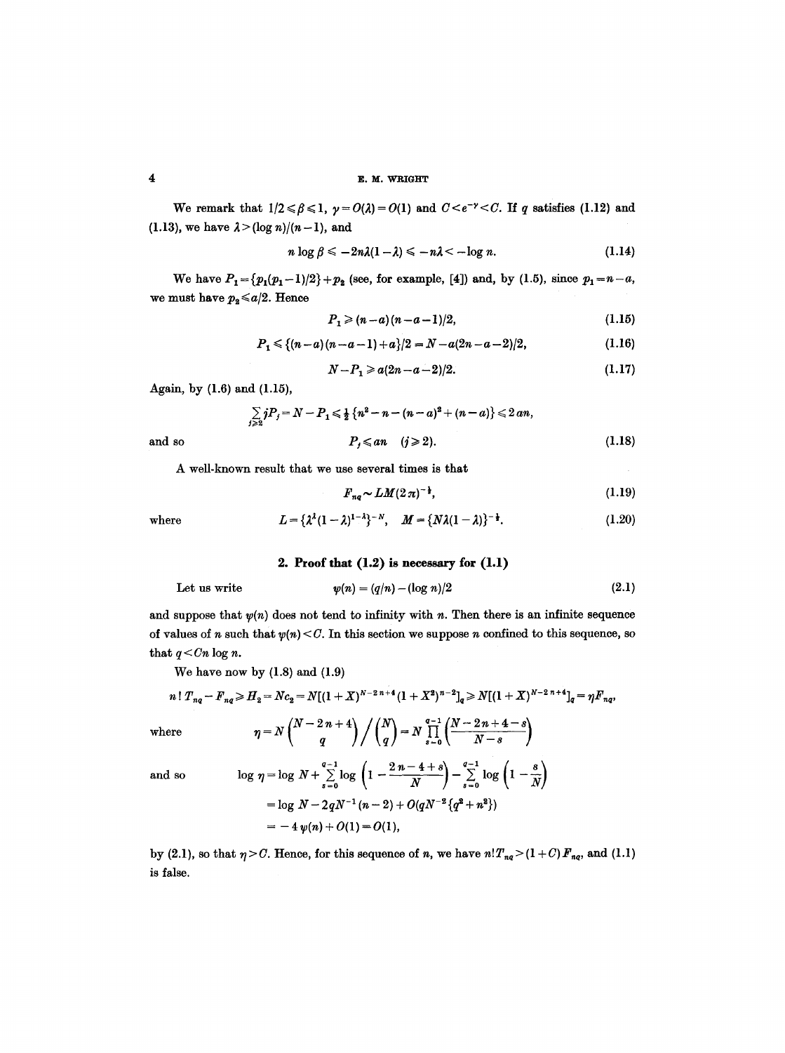We remark that $1/2 \leqslant \beta \leqslant 1$, $\gamma = O(\lambda) = O(1)$ and $C < e^{-\gamma} < C$. If $q$ satisfies (1.12) and (1.13), we have $\lambda > (\log n)/(n-1)$, and

$$n \log \beta \leqslant -2n\lambda(1-\lambda) \leqslant -n\lambda < -\log n. \tag{1.14}$$

We have $P_1 = \{p_1(p_1-1)/2\} + p_2$ (see, for example, [4]) and, by (1.5), since $p_1 = n-a$, we must have $p_2 \leqslant a/2$. Hence

$$P_1 \geqslant (n-a)(n-a-1)/2, \tag{1.15}$$

$$P_1 \leqslant \{(n-a)(n-a-1)+a\}/2 = N - a(2n-a-2)/2, \tag{1.16}$$

$$N - P_1 \geqslant a(2n-a-2)/2. \tag{1.17}$$

Again, by (1.6) and (1.15),

$$\sum_{j \geqslant 2} jP_j = N - P_1 \leqslant \tfrac{1}{2}\{n^2 - n - (n-a)^2 + (n-a)\} \leqslant 2an,$$

and so

$$P_j \leqslant an \quad (j \geqslant 2). \tag{1.18}$$

A well-known result that we use several times is that

$$F_{nq} \sim LM(2\pi)^{-\frac{1}{2}}, \tag{1.19}$$

where

$$L = \{\lambda^{\lambda}(1-\lambda)^{1-\lambda}\}^{-N}, \quad M = \{N\lambda(1-\lambda)\}^{-\frac{1}{2}}. \tag{1.20}$$

## 2. Proof that (1.2) is necessary for (1.1)

Let us write

$$\psi(n) = (q/n) - (\log n)/2 \tag{2.1}$$

and suppose that $\psi(n)$ does not tend to infinity with $n$. Then there is an infinite sequence of values of $n$ such that $\psi(n) < C$. In this section we suppose $n$ confined to this sequence, so that $q < Cn \log n$.

We have now by (1.8) and (1.9)

$$n!\,T_{nq} - F_{nq} \geqslant H_2 = Nc_2 = N[(1+X)^{N-2n+4}(1+X^2)^{n-2}]_q \geqslant N[(1+X)^{N-2n+4}]_q = \eta F_{nq},$$

where

$$\eta = N\binom{N-2n+4}{q}\bigg/\binom{N}{q} = N\prod_{s=0}^{q-1}\left(\frac{N-2n+4-s}{N-s}\right)$$

and so

$$\begin{aligned}\log \eta &= \log N + \sum_{s=0}^{q-1}\log\left(1 - \frac{2n-4+s}{N}\right) - \sum_{s=0}^{q-1}\log\left(1 - \frac{s}{N}\right)\\ &= \log N - 2qN^{-1}(n-2) + O(qN^{-2}\{q^2+n^2\})\\ &= -4\psi(n) + O(1) = O(1),\end{aligned}$$

by (2.1), so that $\eta > C$. Hence, for this sequence of $n$, we have $n!\,T_{nq} > (1+C)F_{nq}$, and (1.1) is false.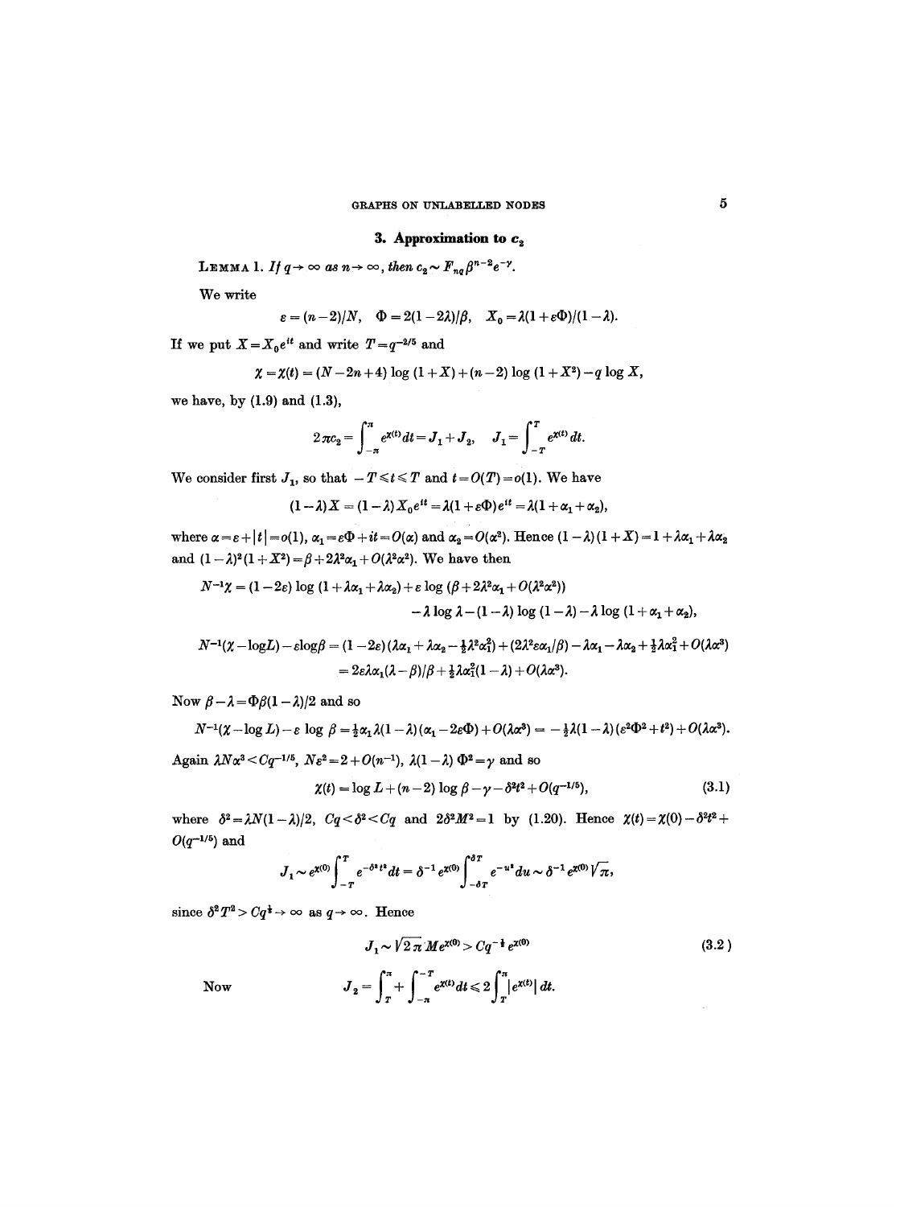## 3. Approximation to $c_2$

**Lemma 1.** *If $q \to \infty$ as $n \to \infty$, then $c_2 \sim F_{nq}\beta^{n-2}e^{-\gamma}$.*

We write

$$\varepsilon = (n-2)/N, \quad \Phi = 2(1-2\lambda)/\beta, \quad X_0 = \lambda(1+\varepsilon\Phi)/(1-\lambda).$$

If we put $X = X_0 e^{it}$ and write $T = q^{-2/5}$ and

$$\chi = \chi(t) = (N-2n+4)\log(1+X) + (n-2)\log(1+X^2) - q\log X,$$

we have, by (1.9) and (1.3),

$$2\pi c_2 = \int_{-\pi}^{\pi} e^{\chi(t)}\,dt = J_1 + J_2, \quad J_1 = \int_{-T}^{T} e^{\chi(t)}\,dt.$$

We consider first $J_1$, so that $-T \leqslant t \leqslant T$ and $t = O(T) = o(1)$. We have

$$(1-\lambda)X = (1-\lambda)X_0 e^{it} = \lambda(1+\varepsilon\Phi)e^{it} = \lambda(1+\alpha_1+\alpha_2),$$

where $\alpha = \varepsilon + |t| = o(1)$, $\alpha_1 = \varepsilon\Phi + it = O(\alpha)$ and $\alpha_2 = O(\alpha^2)$. Hence $(1-\lambda)(1+X) = 1 + \lambda\alpha_1 + \lambda\alpha_2$ and $(1-\lambda)^2(1+X^2) = \beta + 2\lambda^2\alpha_1 + O(\lambda^2\alpha^2)$. We have then

$$N^{-1}\chi = (1-2\varepsilon)\log(1+\lambda\alpha_1+\lambda\alpha_2) + \varepsilon\log(\beta + 2\lambda^2\alpha_1 + O(\lambda^2\alpha^2))$$
$$- \lambda\log\lambda - (1-\lambda)\log(1-\lambda) - \lambda\log(1+\alpha_1+\alpha_2),$$

$$N^{-1}(\chi - \log L) - \varepsilon\log\beta = (1-2\varepsilon)(\lambda\alpha_1 + \lambda\alpha_2 - \tfrac{1}{2}\lambda^2\alpha_1^2) + (2\lambda^2\varepsilon\alpha_1/\beta) - \lambda\alpha_1 - \lambda\alpha_2 + \tfrac{1}{2}\lambda\alpha_1^2 + O(\lambda\alpha^3)$$
$$= 2\varepsilon\lambda\alpha_1(\lambda-\beta)/\beta + \tfrac{1}{2}\lambda\alpha_1^2(1-\lambda) + O(\lambda\alpha^3).$$

Now $\beta - \lambda = \Phi\beta(1-\lambda)/2$ and so

$$N^{-1}(\chi - \log L) - \varepsilon\log\beta = \tfrac{1}{2}\alpha_1\lambda(1-\lambda)(\alpha_1 - 2\varepsilon\Phi) + O(\lambda\alpha^3) = -\tfrac{1}{2}\lambda(1-\lambda)(\varepsilon^2\Phi^2 + t^2) + O(\lambda\alpha^3).$$

Again $\lambda N\alpha^3 < Cq^{-1/5}$, $N\varepsilon^2 = 2 + O(n^{-1})$, $\lambda(1-\lambda)\Phi^2 = \gamma$ and so

$$\chi(t) = \log L + (n-2)\log\beta - \gamma - \delta^2 t^2 + O(q^{-1/5}), \tag{3.1}$$

where $\delta^2 = \lambda N(1-\lambda)/2$, $Cq < \delta^2 < Cq$ and $2\delta^2 M^2 = 1$ by (1.20). Hence $\chi(t) = \chi(0) - \delta^2 t^2 + O(q^{-1/5})$ and

$$J_1 \sim e^{\chi(0)}\int_{-T}^{T} e^{-\delta^2 t^2}\,dt = \delta^{-1}e^{\chi(0)}\int_{-\delta T}^{\delta T} e^{-u^2}\,du \sim \delta^{-1}e^{\chi(0)}\sqrt{\pi},$$

since $\delta^2 T^2 > Cq^{\frac{1}{5}} \to \infty$ as $q \to \infty$. Hence

$$J_1 \sim \sqrt{2\pi}\, M e^{\chi(0)} > Cq^{-\frac{1}{2}}e^{\chi(0)} \tag{3.2}$$

Now

$$J_2 = \int_{T}^{\pi} + \int_{-\pi}^{-T} e^{\chi(t)}\,dt \leqslant 2\int_{T}^{\pi} |e^{\chi(t)}|\,dt.$$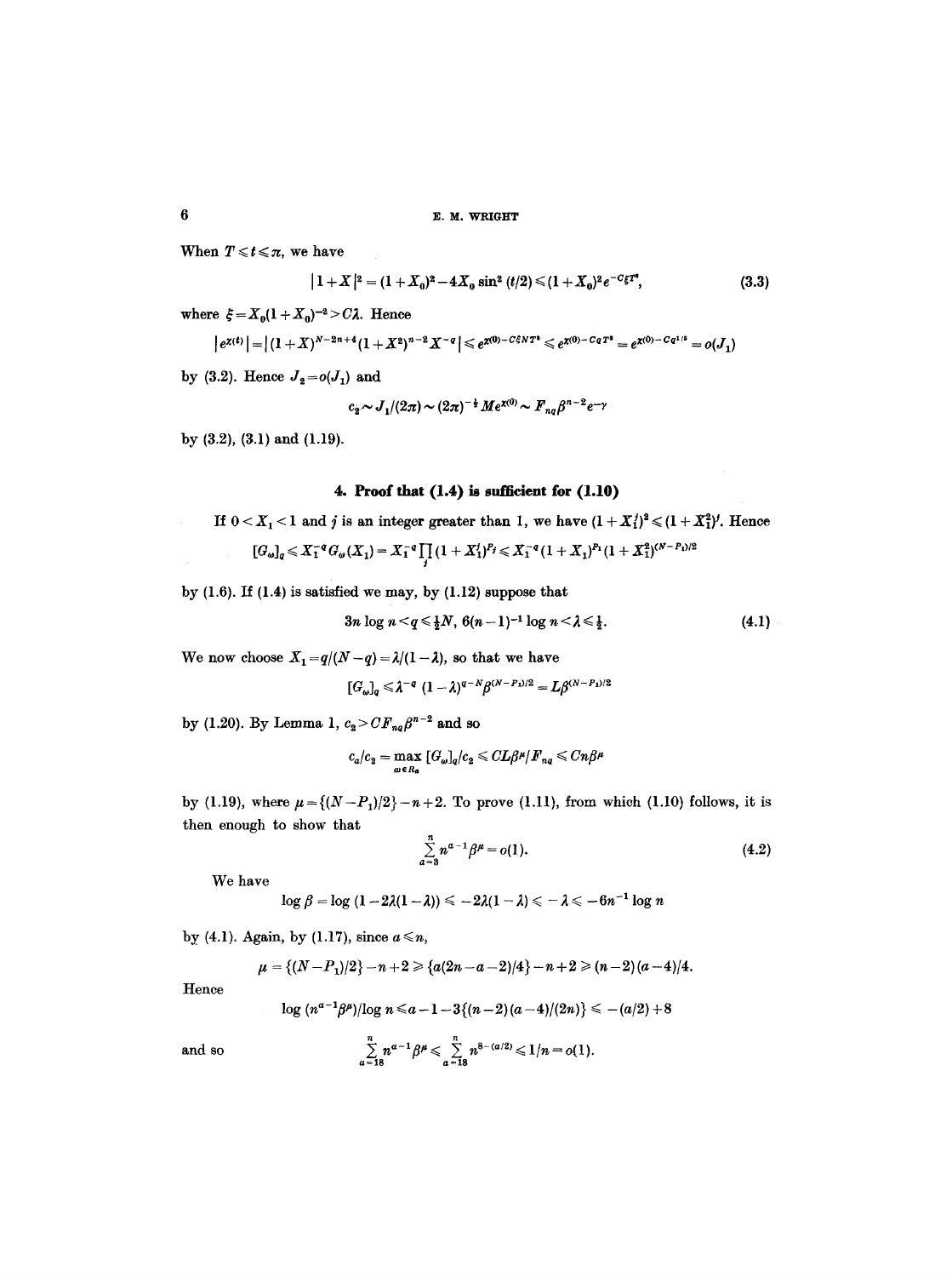When $T \leqslant t \leqslant \pi$, we have

$$|1+X|^2 = (1+X_0)^2 - 4X_0 \sin^2(t/2) \leqslant (1+X_0)^2 e^{-C\xi T^2}, \tag{3.3}$$

where $\xi = X_0(1+X_0)^{-2} > C\lambda$. Hence

$$|e^{\chi(t)}| = |(1+X)^{N-2n+4}(1+X^2)^{n-2}X^{-q}| \leqslant e^{\chi(0)-C\xi NT^2} \leqslant e^{\chi(0)-CqT^2} = e^{\chi(0)-Cq^{1/5}} = o(J_1)$$

by (3.2). Hence $J_2 = o(J_1)$ and

$$c_2 \sim J_1/(2\pi) \sim (2\pi)^{-\frac{1}{2}} M e^{\chi(0)} \sim F_{nq}\beta^{n-2}e^{-\gamma}$$

by (3.2), (3.1) and (1.19).

## 4. Proof that (1.4) is sufficient for (1.10)

If $0 < X_1 < 1$ and $j$ is an integer greater than 1, we have $(1+X_1^j)^2 \leqslant (1+X_1^2)^j$. Hence

$$[G_\omega]_q \leqslant X_1^{-q} G_\omega(X_1) = X_1^{-q} \prod_j (1+X_1^j)^{P_j} \leqslant X_1^{-q}(1+X_1)^{P_1}(1+X_1^2)^{(N-P_1)/2}$$

by (1.6). If (1.4) is satisfied we may, by (1.12) suppose that

$$3n \log n < q \leqslant \tfrac{1}{2}N,\ 6(n-1)^{-1}\log n < \lambda \leqslant \tfrac{1}{2}. \tag{4.1}$$

We now choose $X_1 = q/(N-q) = \lambda/(1-\lambda)$, so that we have

$$[G_\omega]_q \leqslant \lambda^{-q}(1-\lambda)^{q-N}\beta^{(N-P_1)/2} = L\beta^{(N-P_1)/2}$$

by (1.20). By Lemma 1, $c_2 > CF_{nq}\beta^{n-2}$ and so

$$c_a/c_2 = \max_{\omega \in R_a} [G_\omega]_q / c_2 \leqslant CL\beta^\mu / F_{nq} \leqslant Cn\beta^\mu$$

by (1.19), where $\mu = \{(N-P_1)/2\} - n + 2$. To prove (1.11), from which (1.10) follows, it is then enough to show that

$$\sum_{a=3}^{n} n^{a-1}\beta^\mu = o(1). \tag{4.2}$$

We have

$$\log \beta = \log(1 - 2\lambda(1-\lambda)) \leqslant -2\lambda(1-\lambda) \leqslant -\lambda \leqslant -6n^{-1}\log n$$

by (4.1). Again, by (1.17), since $a \leqslant n$,

$$\mu = \{(N-P_1)/2\} - n + 2 \geqslant \{a(2n-a-2)/4\} - n + 2 \geqslant (n-2)(a-4)/4.$$

Hence

$$\log(n^{a-1}\beta^\mu)/\log n \leqslant a - 1 - 3\{(n-2)(a-4)/(2n)\} \leqslant -(a/2) + 8$$

and so

$$\sum_{a=18}^{n} n^{a-1}\beta^\mu \leqslant \sum_{a=18}^{n} n^{8-(a/2)} \leqslant 1/n = o(1).$$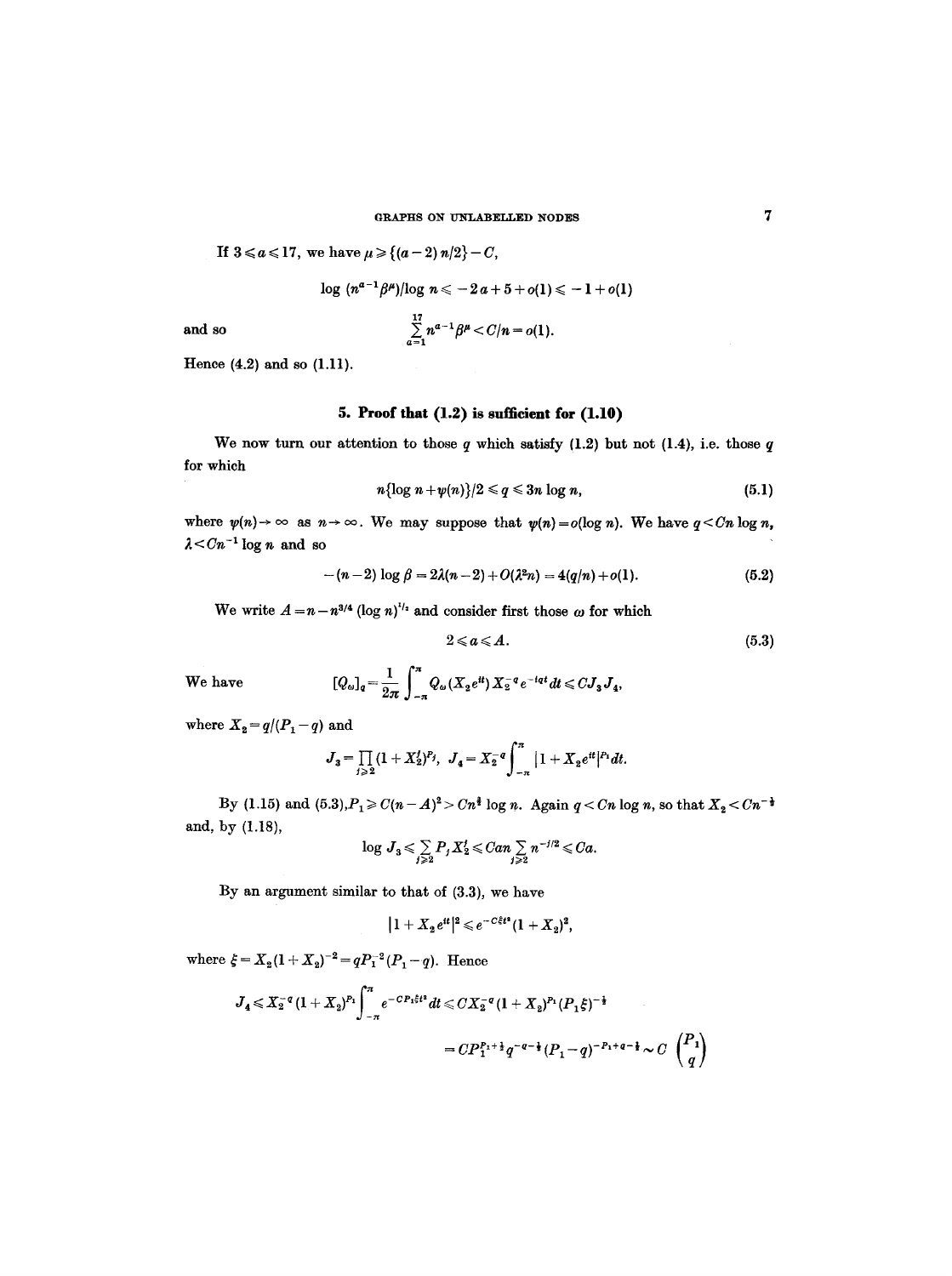If $3 \leqslant a \leqslant 17$, we have $\mu \geqslant \{(a-2)\,n/2\} - C$,

$$\log\,(n^{a-1}\beta^{\mu})/\log n \leqslant -2a + 5 + o(1) \leqslant -1 + o(1)$$

and so

$$\sum_{a=1}^{17} n^{a-1}\beta^{\mu} < C/n = o(1).$$

Hence (4.2) and so (1.11).

## 5. Proof that (1.2) is sufficient for (1.10)

We now turn our attention to those $q$ which satisfy (1.2) but not (1.4), i.e. those $q$ for which

$$n\{\log n + \psi(n)\}/2 \leqslant q \leqslant 3n \log n, \tag{5.1}$$

where $\psi(n) \to \infty$ as $n \to \infty$. We may suppose that $\psi(n) = o(\log n)$. We have $q < Cn \log n$, $\lambda < Cn^{-1} \log n$ and so

$$-(n-2) \log \beta = 2\lambda(n-2) + O(\lambda^2 n) = 4(q/n) + o(1). \tag{5.2}$$

We write $A = n - n^{3/4} (\log n)^{1/2}$ and consider first those $\omega$ for which

$$2 \leqslant a \leqslant A. \tag{5.3}$$

We have

$$[Q_\omega]_q = \frac{1}{2\pi}\int_{-\pi}^{\pi} Q_\omega(X_2 e^{it}) X_2^{-q} e^{-iqt}\,dt \leqslant C J_3 J_4,$$

where $X_2 = q/(P_1 - q)$ and

$$J_3 = \prod_{j \geqslant 2} (1 + X_2^j)^{P_j}, \quad J_4 = X_2^{-q} \int_{-\pi}^{\pi} |1 + X_2 e^{it}|^{P_1}\,dt.$$

By (1.15) and (5.3), $P_1 \geqslant C(n-A)^2 > Cn^{\frac{3}{2}} \log n$. Again $q < Cn \log n$, so that $X_2 < Cn^{-\frac{1}{2}}$ and, by (1.18),

$$\log J_3 \leqslant \sum_{j \geqslant 2} P_j X_2^j \leqslant Can \sum_{j \geqslant 2} n^{-j/2} \leqslant Ca.$$

By an argument similar to that of (3.3), we have

$$|1 + X_2 e^{it}|^2 \leqslant e^{-C\xi t^2}(1 + X_2)^2,$$

where $\xi = X_2(1+X_2)^{-2} = qP_1^{-2}(P_1 - q)$. Hence

$$J_4 \leqslant X_2^{-q}(1+X_2)^{P_1}\int_{-\pi}^{\pi} e^{-CP_1\xi t^2}\,dt \leqslant CX_2^{-q}(1+X_2)^{P_1}(P_1\xi)^{-\frac{1}{2}}$$

$$= CP_1^{P_1+\frac{1}{2}} q^{-q-\frac{1}{2}} (P_1 - q)^{-P_1+q-\frac{1}{2}} \sim C\binom{P_1}{q}$$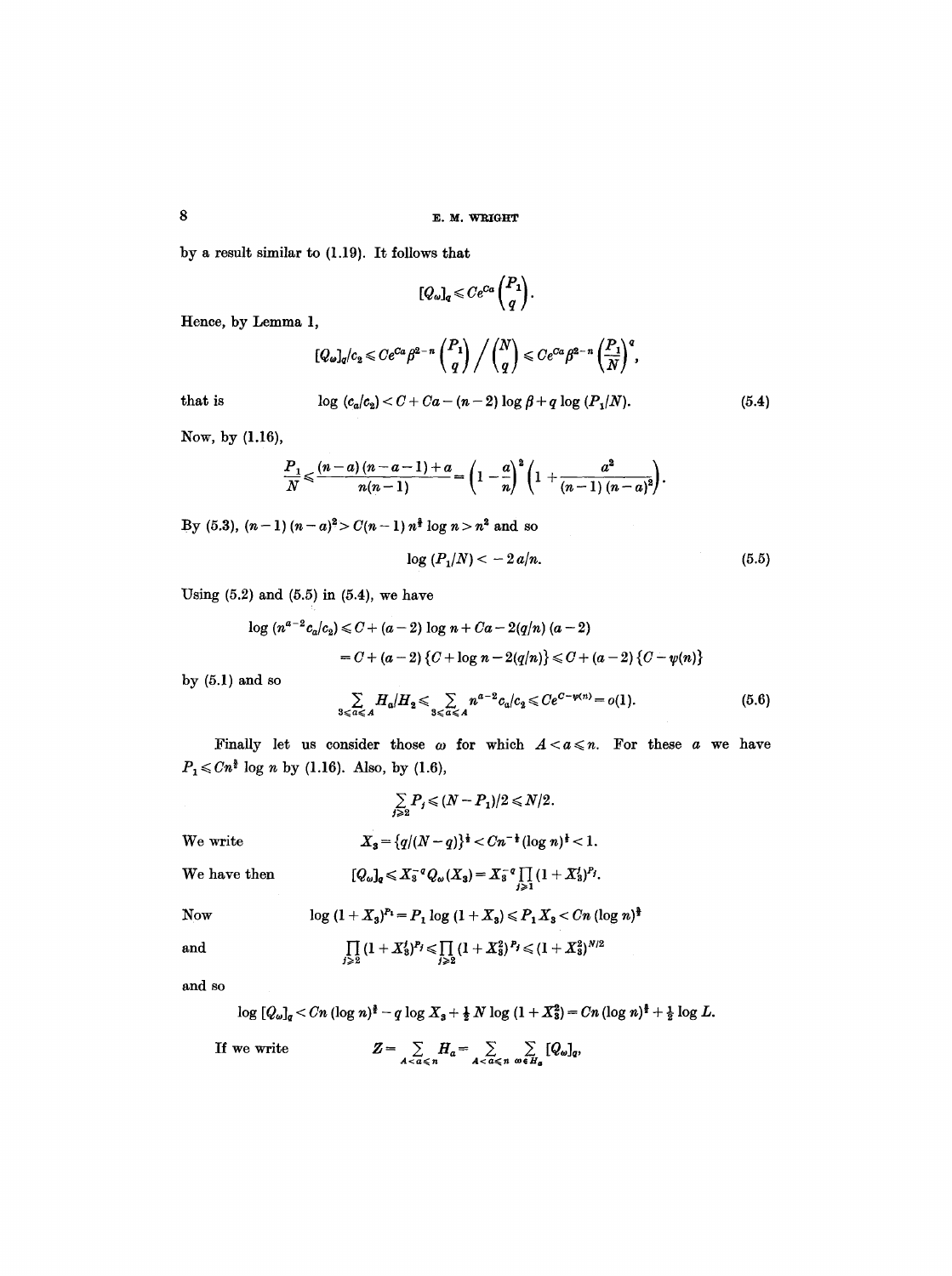by a result similar to (1.19). It follows that

$$[Q_\omega]_q \leqslant Ce^{Ca}\binom{P_1}{q}.$$

Hence, by Lemma 1,

$$[Q_\omega]_q/c_2 \leqslant Ce^{Ca}\beta^{2-n}\binom{P_1}{q}\Big/\binom{N}{q} \leqslant Ce^{Ca}\beta^{2-n}\left(\frac{P_1}{N}\right)^q,$$

that is

$$\log(c_a/c_2) < C + Ca - (n-2)\log\beta + q\log(P_1/N). \tag{5.4}$$

Now, by (1.16),

$$\frac{P_1}{N} \leqslant \frac{(n-a)(n-a-1)+a}{n(n-1)} = \left(1-\frac{a}{n}\right)^2\left(1+\frac{a^2}{(n-1)(n-a)^2}\right).$$

By (5.3), $(n-1)(n-a)^2 > C(n-1)n^{\frac{3}{2}}\log n > n^2$ and so

$$\log(P_1/N) < -2a/n. \tag{5.5}$$

Using (5.2) and (5.5) in (5.4), we have

$$\begin{aligned}\log(n^{a-2}c_a/c_2) &\leqslant C + (a-2)\log n + Ca - 2(q/n)(a-2)\\ &= C + (a-2)\{C + \log n - 2(q/n)\} \leqslant C + (a-2)\{C - \psi(n)\}\end{aligned}$$

by (5.1) and so

$$\sum_{3\leqslant a\leqslant A} H_a/H_2 \leqslant \sum_{3\leqslant a\leqslant A} n^{a-2}c_a/c_2 \leqslant Ce^{C-\psi(n)} = o(1). \tag{5.6}$$

Finally let us consider those $\omega$ for which $A < a \leqslant n$. For these $a$ we have $P_1 \leqslant Cn^{\frac{1}{2}}\log n$ by (1.16). Also, by (1.6),

$$\sum_{j\geqslant 2} P_j \leqslant (N-P_1)/2 \leqslant N/2.$$

We write

$$X_3 = \{q/(N-q)\}^{\frac{1}{2}} < Cn^{-\frac{1}{2}}(\log n)^{\frac{1}{2}} < 1.$$

We have then

$$[Q_\omega]_q \leqslant X_3^{-q}Q_\omega(X_3) = X_3^{-q}\prod_{j\geqslant 1}(1+X_3^j)^{P_j}.$$

Now

$$\log(1+X_3)^{P_1} = P_1\log(1+X_3) \leqslant P_1X_3 < Cn(\log n)^{\frac{3}{2}}$$

and

$$\prod_{j\geqslant 2}(1+X_3^j)^{P_j} \leqslant \prod_{j\geqslant 2}(1+X_3^2)^{P_j} \leqslant (1+X_3^2)^{N/2}$$

and so

$$\log[Q_\omega]_q < Cn(\log n)^{\frac{3}{2}} - q\log X_3 + \tfrac{1}{2}N\log(1+X_3^2) = Cn(\log n)^{\frac{3}{2}} + \tfrac{1}{2}\log L.$$

If we write

$$Z = \sum_{A<a\leqslant n} H_a = \sum_{A<a\leqslant n}\sum_{\omega\in H_a}[Q_\omega]_q,$$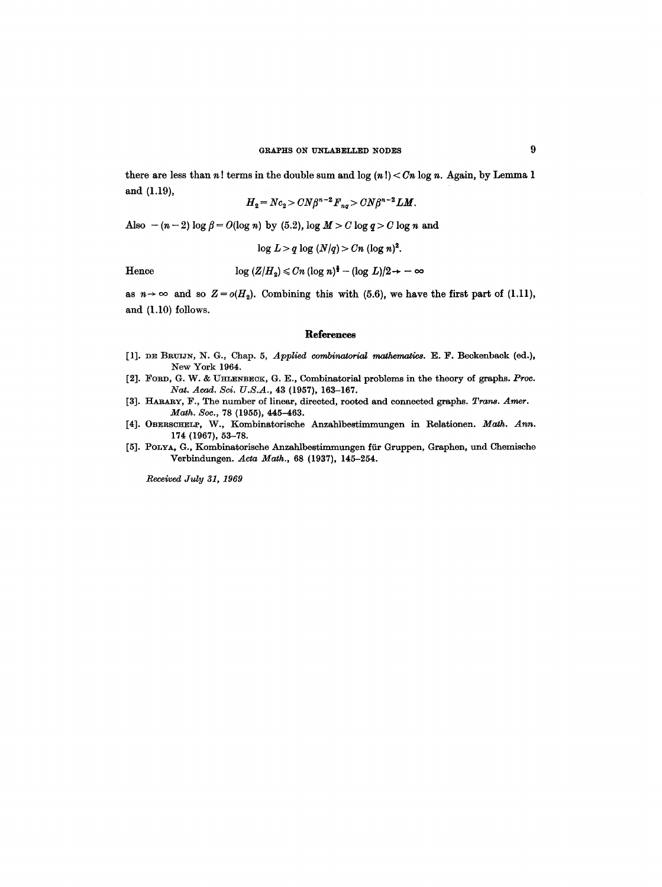there are less than $n!$ terms in the double sum and $\log (n!) < Cn \log n$. Again, by Lemma 1 and (1.19),

$$H_2 = Nc_2 > CN\beta^{n-2} F_{nq} > CN\beta^{n-2} LM.$$

Also $-(n-2)\log \beta = O(\log n)$ by (5.2), $\log M > C \log q > C \log n$ and

$$\log L > q \log (N/q) > Cn (\log n)^2.$$

Hence
$$\log (Z/H_2) \leqslant Cn (\log n)^{\frac{3}{2}} - (\log L)/2 \to -\infty$$

as $n \to \infty$ and so $Z = o(H_2)$. Combining this with (5.6), we have the first part of (1.11), and (1.10) follows.

## References

[1]. de Bruijn, N. G., Chap. 5, *Applied combinatorial mathematics*. E. F. Beckenback (ed.), New York 1964.

[2]. Ford, G. W. & Uhlenbeck, G. E., Combinatorial problems in the theory of graphs. *Proc. Nat. Acad. Sci. U.S.A.*, 43 (1957), 163–167.

[3]. Harary, F., The number of linear, directed, rooted and connected graphs. *Trans. Amer. Math. Soc.*, 78 (1955), 445–463.

[4]. Oberschelp, W., Kombinatorische Anzahlbestimmungen in Relationen. *Math. Ann.* 174 (1967), 53–78.

[5]. Polya, G., Kombinatorische Anzahlbestimmungen für Gruppen, Graphen, und Chemische Verbindungen. *Acta Math.*, 68 (1937), 145–254.

*Received July 31, 1969*